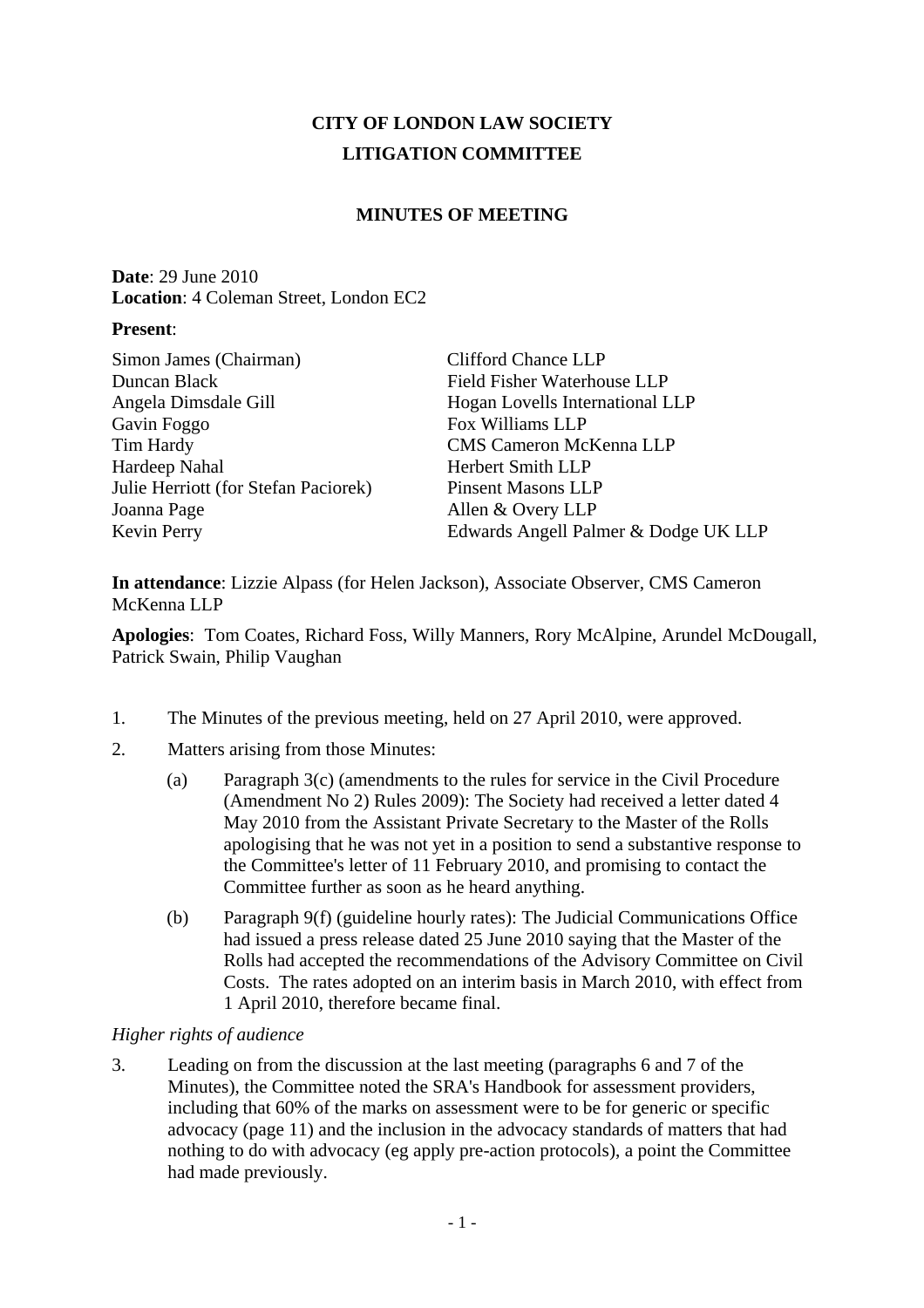# CITY OF LONDON LAW SOCIETY

# LITIGATION COMMITTEE

## MINUTES OF MEETING

**Date**: 29 June 2010
**Location**: 4 Coleman Street, London EC2

**Present**:

| | |
|---|---|
| Simon James (Chairman) | Clifford Chance LLP |
| Duncan Black | Field Fisher Waterhouse LLP |
| Angela Dimsdale Gill | Hogan Lovells International LLP |
| Gavin Foggo | Fox Williams LLP |
| Tim Hardy | CMS Cameron McKenna LLP |
| Hardeep Nahal | Herbert Smith LLP |
| Julie Herriott (for Stefan Paciorek) | Pinsent Masons LLP |
| Joanna Page | Allen & Overy LLP |
| Kevin Perry | Edwards Angell Palmer & Dodge UK LLP |

**In attendance**: Lizzie Alpass (for Helen Jackson), Associate Observer, CMS Cameron McKenna LLP

**Apologies**: Tom Coates, Richard Foss, Willy Manners, Rory McAlpine, Arundel McDougall, Patrick Swain, Philip Vaughan

1. The Minutes of the previous meeting, held on 27 April 2010, were approved.

2. Matters arising from those Minutes:

   (a) Paragraph 3(c) (amendments to the rules for service in the Civil Procedure (Amendment No 2) Rules 2009): The Society had received a letter dated 4 May 2010 from the Assistant Private Secretary to the Master of the Rolls apologising that he was not yet in a position to send a substantive response to the Committee's letter of 11 February 2010, and promising to contact the Committee further as soon as he heard anything.

   (b) Paragraph 9(f) (guideline hourly rates): The Judicial Communications Office had issued a press release dated 25 June 2010 saying that the Master of the Rolls had accepted the recommendations of the Advisory Committee on Civil Costs. The rates adopted on an interim basis in March 2010, with effect from 1 April 2010, therefore became final.

*Higher rights of audience*

3. Leading on from the discussion at the last meeting (paragraphs 6 and 7 of the Minutes), the Committee noted the SRA's Handbook for assessment providers, including that 60% of the marks on assessment were to be for generic or specific advocacy (page 11) and the inclusion in the advocacy standards of matters that had nothing to do with advocacy (eg apply pre-action protocols), a point the Committee had made previously.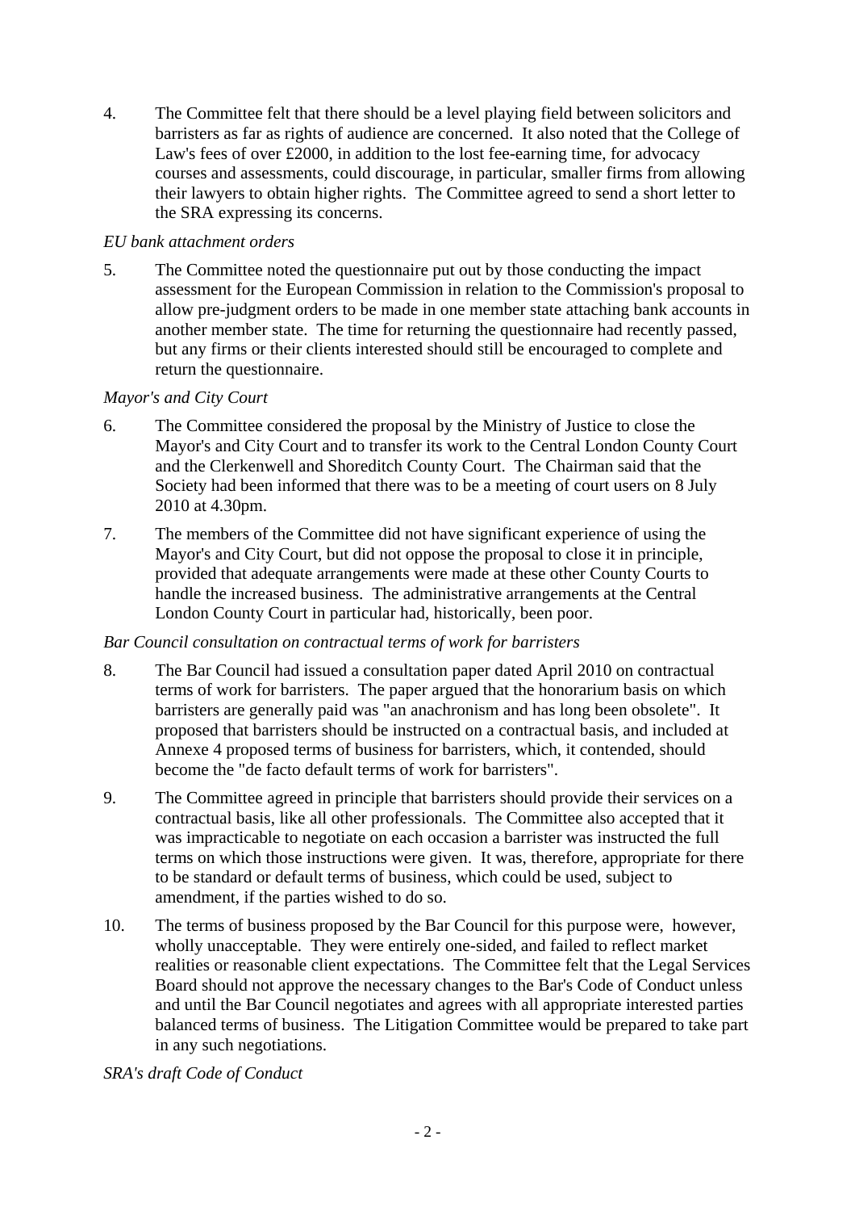4. The Committee felt that there should be a level playing field between solicitors and barristers as far as rights of audience are concerned. It also noted that the College of Law's fees of over £2000, in addition to the lost fee-earning time, for advocacy courses and assessments, could discourage, in particular, smaller firms from allowing their lawyers to obtain higher rights. The Committee agreed to send a short letter to the SRA expressing its concerns.

*EU bank attachment orders*

5. The Committee noted the questionnaire put out by those conducting the impact assessment for the European Commission in relation to the Commission's proposal to allow pre-judgment orders to be made in one member state attaching bank accounts in another member state. The time for returning the questionnaire had recently passed, but any firms or their clients interested should still be encouraged to complete and return the questionnaire.

*Mayor's and City Court*

6. The Committee considered the proposal by the Ministry of Justice to close the Mayor's and City Court and to transfer its work to the Central London County Court and the Clerkenwell and Shoreditch County Court. The Chairman said that the Society had been informed that there was to be a meeting of court users on 8 July 2010 at 4.30pm.

7. The members of the Committee did not have significant experience of using the Mayor's and City Court, but did not oppose the proposal to close it in principle, provided that adequate arrangements were made at these other County Courts to handle the increased business. The administrative arrangements at the Central London County Court in particular had, historically, been poor.

*Bar Council consultation on contractual terms of work for barristers*

8. The Bar Council had issued a consultation paper dated April 2010 on contractual terms of work for barristers. The paper argued that the honorarium basis on which barristers are generally paid was "an anachronism and has long been obsolete". It proposed that barristers should be instructed on a contractual basis, and included at Annexe 4 proposed terms of business for barristers, which, it contended, should become the "de facto default terms of work for barristers".

9. The Committee agreed in principle that barristers should provide their services on a contractual basis, like all other professionals. The Committee also accepted that it was impracticable to negotiate on each occasion a barrister was instructed the full terms on which those instructions were given. It was, therefore, appropriate for there to be standard or default terms of business, which could be used, subject to amendment, if the parties wished to do so.

10. The terms of business proposed by the Bar Council for this purpose were, however, wholly unacceptable. They were entirely one-sided, and failed to reflect market realities or reasonable client expectations. The Committee felt that the Legal Services Board should not approve the necessary changes to the Bar's Code of Conduct unless and until the Bar Council negotiates and agrees with all appropriate interested parties balanced terms of business. The Litigation Committee would be prepared to take part in any such negotiations.

*SRA's draft Code of Conduct*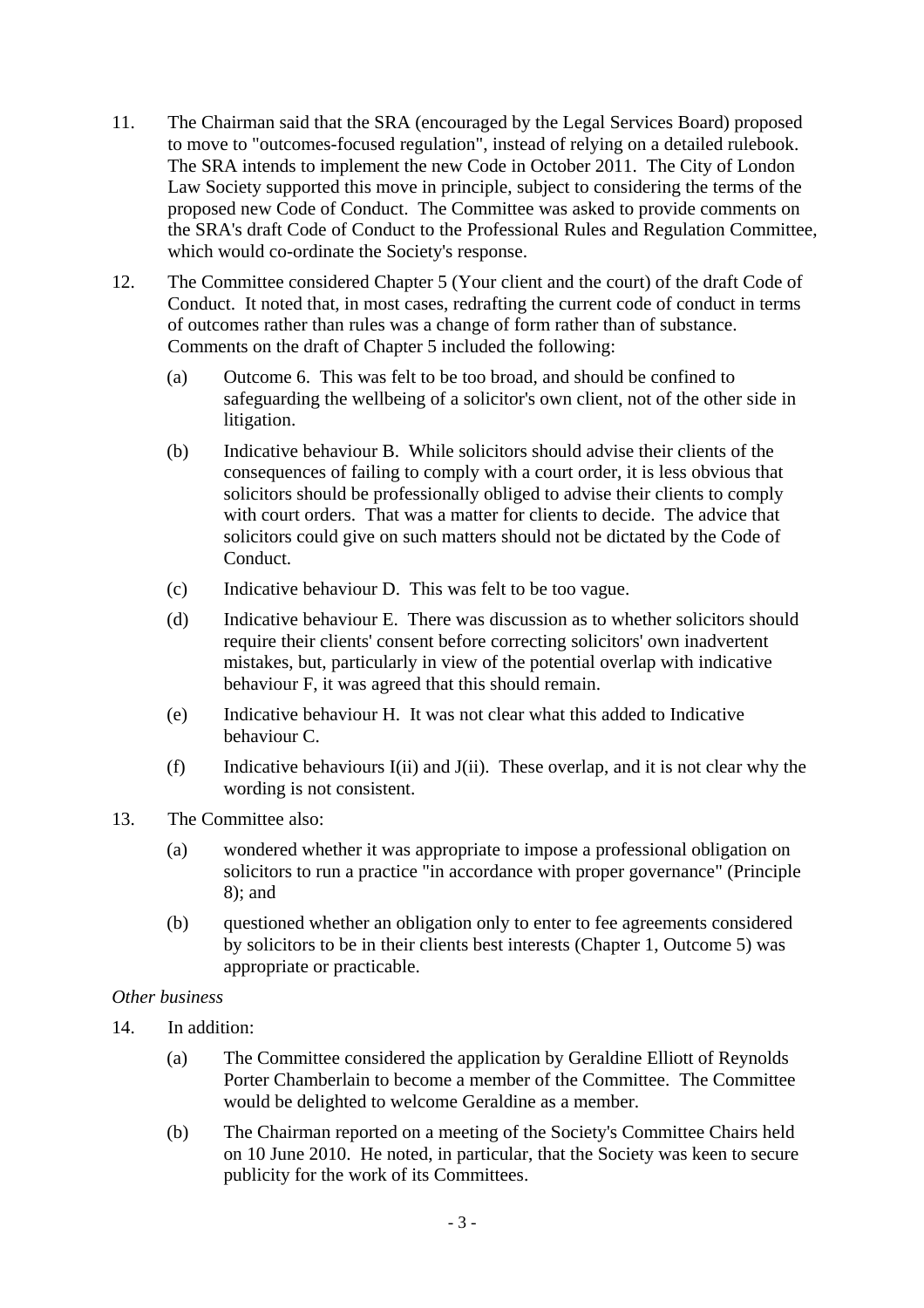11. The Chairman said that the SRA (encouraged by the Legal Services Board) proposed to move to "outcomes-focused regulation", instead of relying on a detailed rulebook. The SRA intends to implement the new Code in October 2011. The City of London Law Society supported this move in principle, subject to considering the terms of the proposed new Code of Conduct. The Committee was asked to provide comments on the SRA's draft Code of Conduct to the Professional Rules and Regulation Committee, which would co-ordinate the Society's response.

12. The Committee considered Chapter 5 (Your client and the court) of the draft Code of Conduct. It noted that, in most cases, redrafting the current code of conduct in terms of outcomes rather than rules was a change of form rather than of substance. Comments on the draft of Chapter 5 included the following:

    (a) Outcome 6. This was felt to be too broad, and should be confined to safeguarding the wellbeing of a solicitor's own client, not of the other side in litigation.

    (b) Indicative behaviour B. While solicitors should advise their clients of the consequences of failing to comply with a court order, it is less obvious that solicitors should be professionally obliged to advise their clients to comply with court orders. That was a matter for clients to decide. The advice that solicitors could give on such matters should not be dictated by the Code of Conduct.

    (c) Indicative behaviour D. This was felt to be too vague.

    (d) Indicative behaviour E. There was discussion as to whether solicitors should require their clients' consent before correcting solicitors' own inadvertent mistakes, but, particularly in view of the potential overlap with indicative behaviour F, it was agreed that this should remain.

    (e) Indicative behaviour H. It was not clear what this added to Indicative behaviour C.

    (f) Indicative behaviours I(ii) and J(ii). These overlap, and it is not clear why the wording is not consistent.

13. The Committee also:

    (a) wondered whether it was appropriate to impose a professional obligation on solicitors to run a practice "in accordance with proper governance" (Principle 8); and

    (b) questioned whether an obligation only to enter to fee agreements considered by solicitors to be in their clients best interests (Chapter 1, Outcome 5) was appropriate or practicable.

*Other business*

14. In addition:

    (a) The Committee considered the application by Geraldine Elliott of Reynolds Porter Chamberlain to become a member of the Committee. The Committee would be delighted to welcome Geraldine as a member.

    (b) The Chairman reported on a meeting of the Society's Committee Chairs held on 10 June 2010. He noted, in particular, that the Society was keen to secure publicity for the work of its Committees.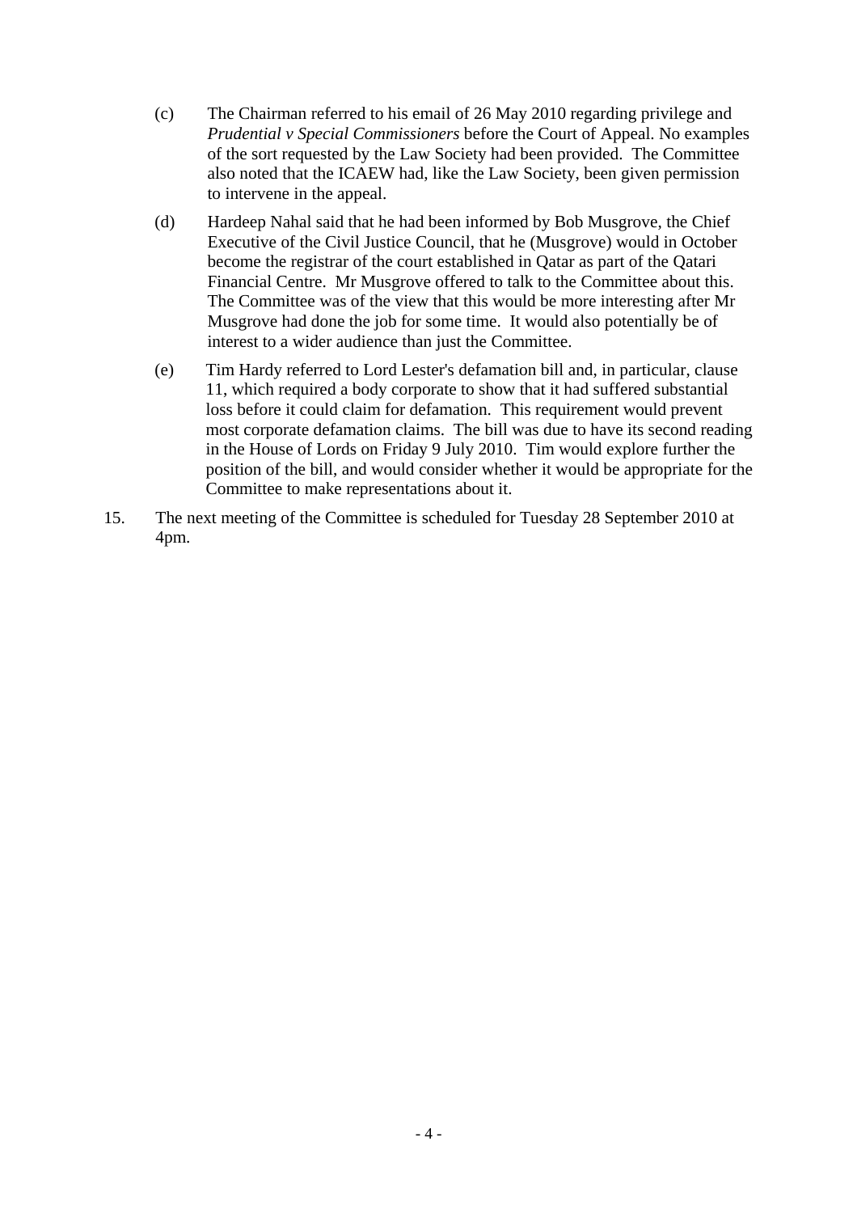(c) The Chairman referred to his email of 26 May 2010 regarding privilege and *Prudential v Special Commissioners* before the Court of Appeal. No examples of the sort requested by the Law Society had been provided. The Committee also noted that the ICAEW had, like the Law Society, been given permission to intervene in the appeal.

(d) Hardeep Nahal said that he had been informed by Bob Musgrove, the Chief Executive of the Civil Justice Council, that he (Musgrove) would in October become the registrar of the court established in Qatar as part of the Qatari Financial Centre. Mr Musgrove offered to talk to the Committee about this. The Committee was of the view that this would be more interesting after Mr Musgrove had done the job for some time. It would also potentially be of interest to a wider audience than just the Committee.

(e) Tim Hardy referred to Lord Lester's defamation bill and, in particular, clause 11, which required a body corporate to show that it had suffered substantial loss before it could claim for defamation. This requirement would prevent most corporate defamation claims. The bill was due to have its second reading in the House of Lords on Friday 9 July 2010. Tim would explore further the position of the bill, and would consider whether it would be appropriate for the Committee to make representations about it.

15. The next meeting of the Committee is scheduled for Tuesday 28 September 2010 at 4pm.